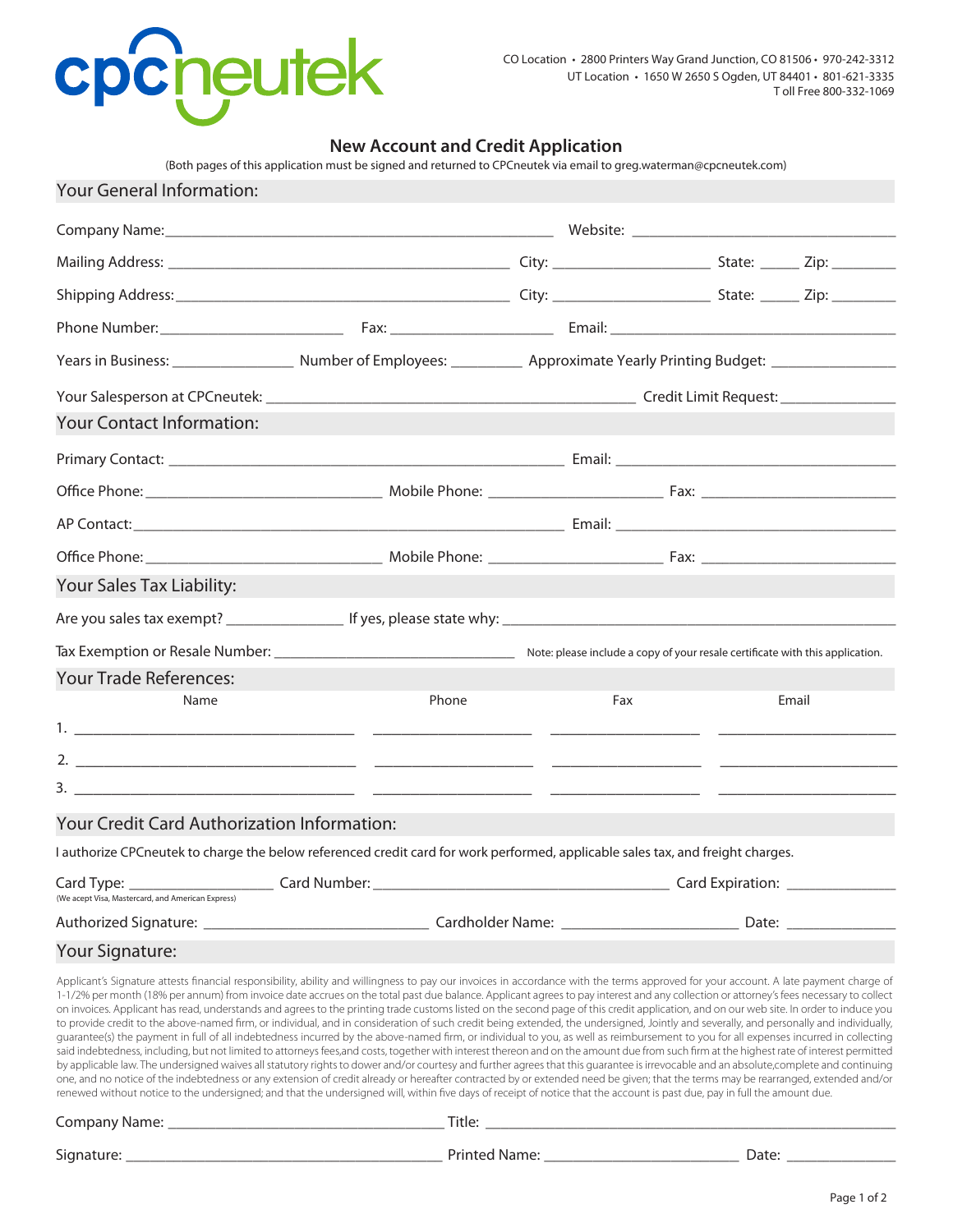cpcneutek

CO Location • 2800 Printers Way Grand Junction, CO 81506 • 970-242-3312
UT Location • 1650 W 2650 S Ogden, UT 84401 • 801-621-3335
T oll Free 800-332-1069

# New Account and Credit Application

(Both pages of this application must be signed and returned to CPCneutek via email to greg.waterman@cpcneutek.com)

## Your General Information:

Company Name:_______________________________________________ Website: ________________________________

Mailing Address: __________________________________________ City: ___________________ State: _____ Zip: ________

Shipping Address: __________________________________________ City: ___________________ State: _____ Zip: ________

Phone Number: _______________________ Fax: ____________________ Email: __________________________________

Years in Business: _______________ Number of Employees: _________ Approximate Yearly Printing Budget: ________________

Your Salesperson at CPCneutek: ____________________________________________ Credit Limit Request: ______________

## Your Contact Information:

Primary Contact: ______________________________________________ Email: __________________________________

Office Phone: _____________________________ Mobile Phone: _____________________ Fax: _______________________

AP Contact: _________________________________________________ Email: __________________________________

Office Phone: _____________________________ Mobile Phone: _____________________ Fax: _______________________

## Your Sales Tax Liability:

Are you sales tax exempt? _______________ If yes, please state why: ______________________________________________

Tax Exemption or Resale Number: _______________________________ Note: please include a copy of your resale certificate with this application.

## Your Trade References:

| | Name | Phone | Fax | Email |
|---|---|---|---|---|
| 1. | | | | |
| 2. | | | | |
| 3. | | | | |

## Your Credit Card Authorization Information:

I authorize CPCneutek to charge the below referenced credit card for work performed, applicable sales tax, and freight charges.

Card Type: __________________ Card Number: ______________________________________ Card Expiration: ______________
(We acept Visa, Mastercard, and American Express)

Authorized Signature: ____________________________ Cardholder Name: ______________________ Date: ______________

## Your Signature:

Applicant's Signature attests financial responsibility, ability and willingness to pay our invoices in accordance with the terms approved for your account. A late payment charge of 1-1/2% per month (18% per annum) from invoice date accrues on the total past due balance. Applicant agrees to pay interest and any collection or attorney's fees necessary to collect on invoices. Applicant has read, understands and agrees to the printing trade customs listed on the second page of this credit application, and on our web site. In order to induce you to provide credit to the above-named firm, or individual, and in consideration of such credit being extended, the undersigned, Jointly and severally, and personally and individually, guaranteee(s) the payment in full of all indebtedness incurred by the above-named firm, or individual to you, as well as reimbursement to you for all expenses incurred in collecting said indebtedness, including, but not limited to attorneys fees,and costs, together with interest thereon and on the amount due from such firm at the highest rate of interest permitted by applicable law. The undersigned waives all statutory rights to dower and/or courtesy and further agrees that this guarantee is irrevocable and an absolute,complete and continuing one, and no notice of the indebtedness or any extension of credit already or hereafter contracted by or extended need be given; that the terms may be rearranged, extended and/or renewed without notice to the undersigned; and that the undersigned will, within five days of receipt of notice that the account is past due, pay in full the amount due.

Company Name: ___________________________________ Title: ______________________________________________

Signature: ________________________________________ Printed Name: _______________________ Date: ______________